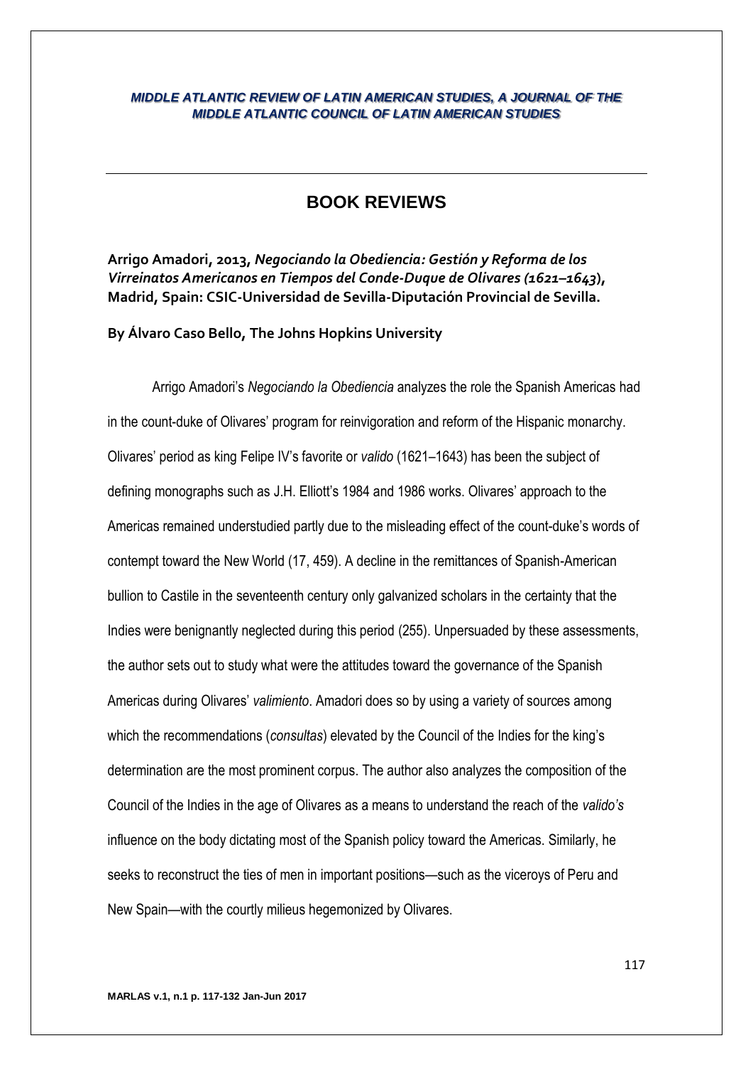# BOOK REVIEWS

**Arrigo Amadori, 2013, *Negociando la Obediencia: Gestión y Reforma de los Virreinatos Americanos en Tiempos del Conde-Duque de Olivares (1621–1643*), Madrid, Spain: CSIC-Universidad de Sevilla-Diputación Provincial de Sevilla.**

**By Álvaro Caso Bello, The Johns Hopkins University**

Arrigo Amadori's *Negociando la Obediencia* analyzes the role the Spanish Americas had in the count-duke of Olivares' program for reinvigoration and reform of the Hispanic monarchy. Olivares' period as king Felipe IV's favorite or *valido* (1621–1643) has been the subject of defining monographs such as J.H. Elliott's 1984 and 1986 works. Olivares' approach to the Americas remained understudied partly due to the misleading effect of the count-duke's words of contempt toward the New World (17, 459). A decline in the remittances of Spanish-American bullion to Castile in the seventeenth century only galvanized scholars in the certainty that the Indies were benignantly neglected during this period (255). Unpersuaded by these assessments, the author sets out to study what were the attitudes toward the governance of the Spanish Americas during Olivares' *valimiento*. Amadori does so by using a variety of sources among which the recommendations (*consultas*) elevated by the Council of the Indies for the king's determination are the most prominent corpus. The author also analyzes the composition of the Council of the Indies in the age of Olivares as a means to understand the reach of the *valido's* influence on the body dictating most of the Spanish policy toward the Americas. Similarly, he seeks to reconstruct the ties of men in important positions—such as the viceroys of Peru and New Spain—with the courtly milieus hegemonized by Olivares.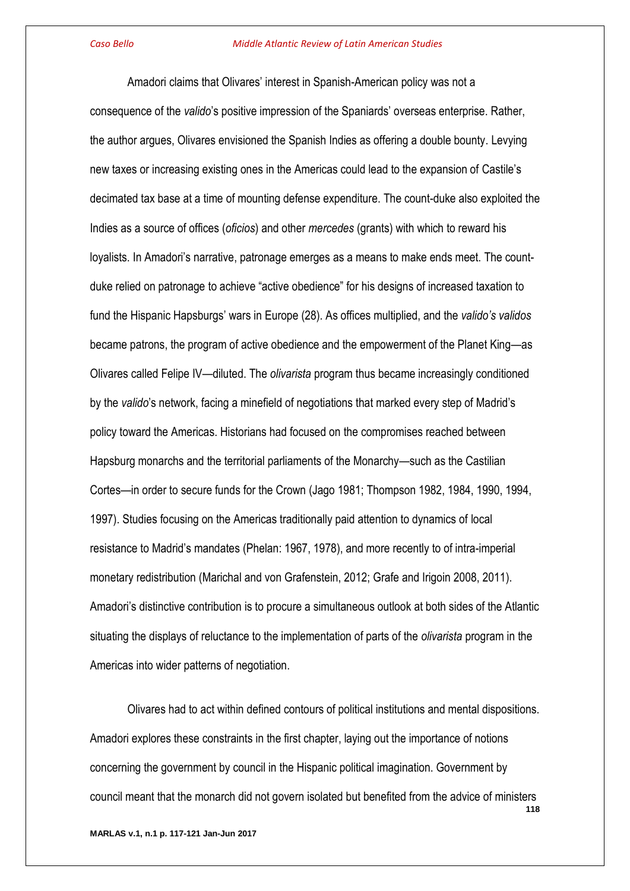Amadori claims that Olivares' interest in Spanish-American policy was not a consequence of the *valido*'s positive impression of the Spaniards' overseas enterprise. Rather, the author argues, Olivares envisioned the Spanish Indies as offering a double bounty. Levying new taxes or increasing existing ones in the Americas could lead to the expansion of Castile's decimated tax base at a time of mounting defense expenditure. The count-duke also exploited the Indies as a source of offices (*oficios*) and other *mercedes* (grants) with which to reward his loyalists. In Amadori's narrative, patronage emerges as a means to make ends meet. The count-duke relied on patronage to achieve "active obedience" for his designs of increased taxation to fund the Hispanic Hapsburgs' wars in Europe (28). As offices multiplied, and the *valido's validos* became patrons, the program of active obedience and the empowerment of the Planet King—as Olivares called Felipe IV—diluted. The *olivarista* program thus became increasingly conditioned by the *valido*'s network, facing a minefield of negotiations that marked every step of Madrid's policy toward the Americas. Historians had focused on the compromises reached between Hapsburg monarchs and the territorial parliaments of the Monarchy—such as the Castilian Cortes—in order to secure funds for the Crown (Jago 1981; Thompson 1982, 1984, 1990, 1994, 1997). Studies focusing on the Americas traditionally paid attention to dynamics of local resistance to Madrid's mandates (Phelan: 1967, 1978), and more recently to of intra-imperial monetary redistribution (Marichal and von Grafenstein, 2012; Grafe and Irigoin 2008, 2011). Amadori's distinctive contribution is to procure a simultaneous outlook at both sides of the Atlantic situating the displays of reluctance to the implementation of parts of the *olivarista* program in the Americas into wider patterns of negotiation.

Olivares had to act within defined contours of political institutions and mental dispositions. Amadori explores these constraints in the first chapter, laying out the importance of notions concerning the government by council in the Hispanic political imagination. Government by council meant that the monarch did not govern isolated but benefited from the advice of ministers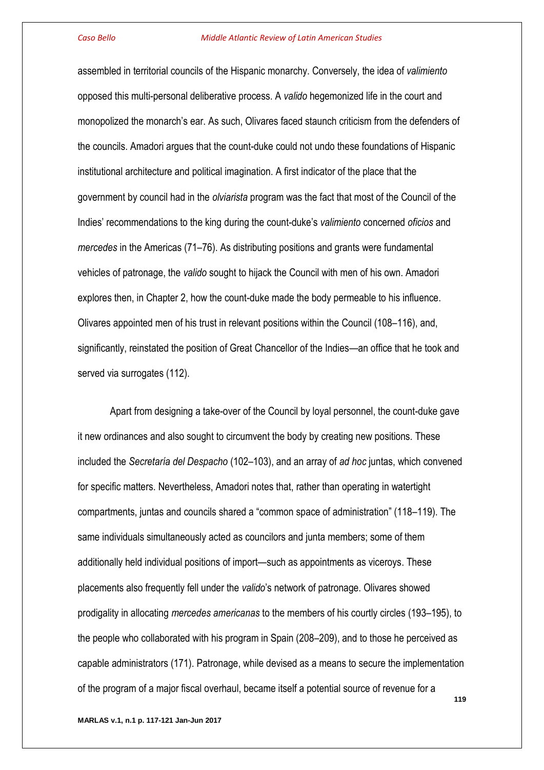assembled in territorial councils of the Hispanic monarchy. Conversely, the idea of *valimiento* opposed this multi-personal deliberative process. A *valido* hegemonized life in the court and monopolized the monarch's ear. As such, Olivares faced staunch criticism from the defenders of the councils. Amadori argues that the count-duke could not undo these foundations of Hispanic institutional architecture and political imagination. A first indicator of the place that the government by council had in the *olviarista* program was the fact that most of the Council of the Indies' recommendations to the king during the count-duke's *valimiento* concerned *oficios* and *mercedes* in the Americas (71–76). As distributing positions and grants were fundamental vehicles of patronage, the *valido* sought to hijack the Council with men of his own. Amadori explores then, in Chapter 2, how the count-duke made the body permeable to his influence. Olivares appointed men of his trust in relevant positions within the Council (108–116), and, significantly, reinstated the position of Great Chancellor of the Indies—an office that he took and served via surrogates (112).

Apart from designing a take-over of the Council by loyal personnel, the count-duke gave it new ordinances and also sought to circumvent the body by creating new positions. These included the *Secretaría del Despacho* (102–103), and an array of *ad hoc* juntas, which convened for specific matters. Nevertheless, Amadori notes that, rather than operating in watertight compartments, juntas and councils shared a "common space of administration" (118–119). The same individuals simultaneously acted as councilors and junta members; some of them additionally held individual positions of import—such as appointments as viceroys. These placements also frequently fell under the *valido*'s network of patronage. Olivares showed prodigality in allocating *mercedes americanas* to the members of his courtly circles (193–195), to the people who collaborated with his program in Spain (208–209), and to those he perceived as capable administrators (171). Patronage, while devised as a means to secure the implementation of the program of a major fiscal overhaul, became itself a potential source of revenue for a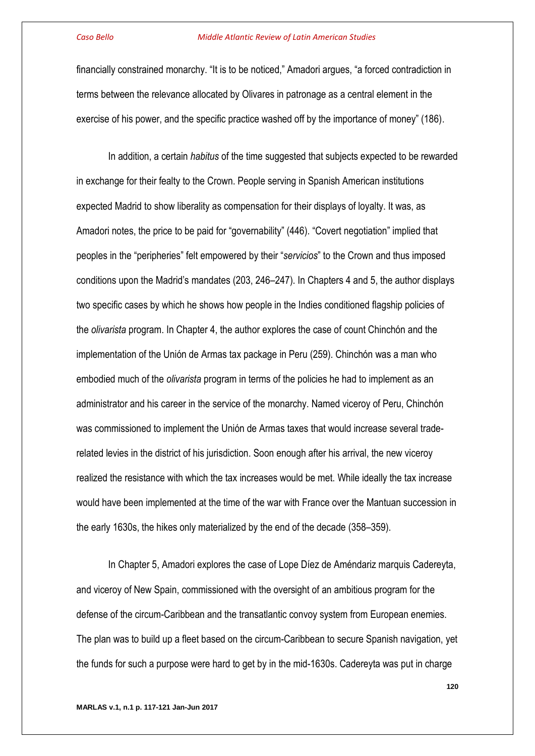financially constrained monarchy. "It is to be noticed," Amadori argues, "a forced contradiction in terms between the relevance allocated by Olivares in patronage as a central element in the exercise of his power, and the specific practice washed off by the importance of money" (186).

In addition, a certain *habitus* of the time suggested that subjects expected to be rewarded in exchange for their fealty to the Crown. People serving in Spanish American institutions expected Madrid to show liberality as compensation for their displays of loyalty. It was, as Amadori notes, the price to be paid for "governability" (446). "Covert negotiation" implied that peoples in the "peripheries" felt empowered by their "*servicios*" to the Crown and thus imposed conditions upon the Madrid's mandates (203, 246–247). In Chapters 4 and 5, the author displays two specific cases by which he shows how people in the Indies conditioned flagship policies of the *olivarista* program. In Chapter 4, the author explores the case of count Chinchón and the implementation of the Unión de Armas tax package in Peru (259). Chinchón was a man who embodied much of the *olivarista* program in terms of the policies he had to implement as an administrator and his career in the service of the monarchy. Named viceroy of Peru, Chinchón was commissioned to implement the Unión de Armas taxes that would increase several trade-related levies in the district of his jurisdiction. Soon enough after his arrival, the new viceroy realized the resistance with which the tax increases would be met. While ideally the tax increase would have been implemented at the time of the war with France over the Mantuan succession in the early 1630s, the hikes only materialized by the end of the decade (358–359).

In Chapter 5, Amadori explores the case of Lope Díez de Améndariz marquis Cadereyta, and viceroy of New Spain, commissioned with the oversight of an ambitious program for the defense of the circum-Caribbean and the transatlantic convoy system from European enemies. The plan was to build up a fleet based on the circum-Caribbean to secure Spanish navigation, yet the funds for such a purpose were hard to get by in the mid-1630s. Cadereyta was put in charge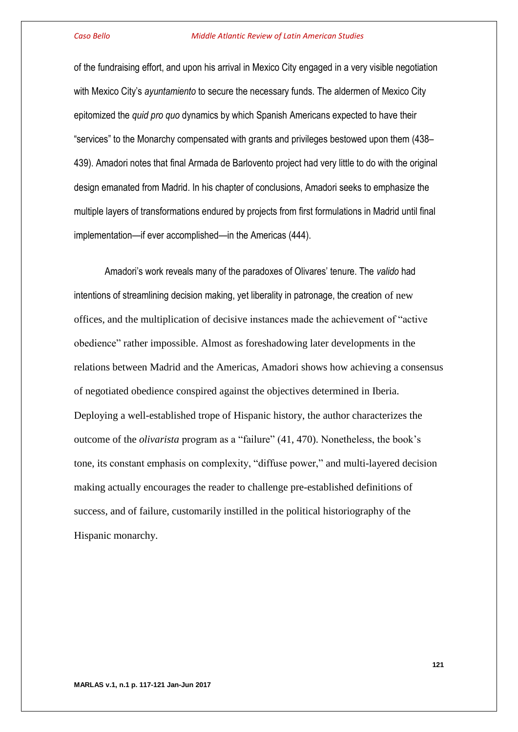of the fundraising effort, and upon his arrival in Mexico City engaged in a very visible negotiation with Mexico City's *ayuntamiento* to secure the necessary funds. The aldermen of Mexico City epitomized the *quid pro quo* dynamics by which Spanish Americans expected to have their "services" to the Monarchy compensated with grants and privileges bestowed upon them (438–439). Amadori notes that final Armada de Barlovento project had very little to do with the original design emanated from Madrid. In his chapter of conclusions, Amadori seeks to emphasize the multiple layers of transformations endured by projects from first formulations in Madrid until final implementation—if ever accomplished—in the Americas (444).

Amadori's work reveals many of the paradoxes of Olivares' tenure. The *valido* had intentions of streamlining decision making, yet liberality in patronage, the creation of new offices, and the multiplication of decisive instances made the achievement of "active obedience" rather impossible. Almost as foreshadowing later developments in the relations between Madrid and the Americas, Amadori shows how achieving a consensus of negotiated obedience conspired against the objectives determined in Iberia. Deploying a well-established trope of Hispanic history, the author characterizes the outcome of the *olivarista* program as a "failure" (41, 470). Nonetheless, the book's tone, its constant emphasis on complexity, "diffuse power," and multi-layered decision making actually encourages the reader to challenge pre-established definitions of success, and of failure, customarily instilled in the political historiography of the Hispanic monarchy.